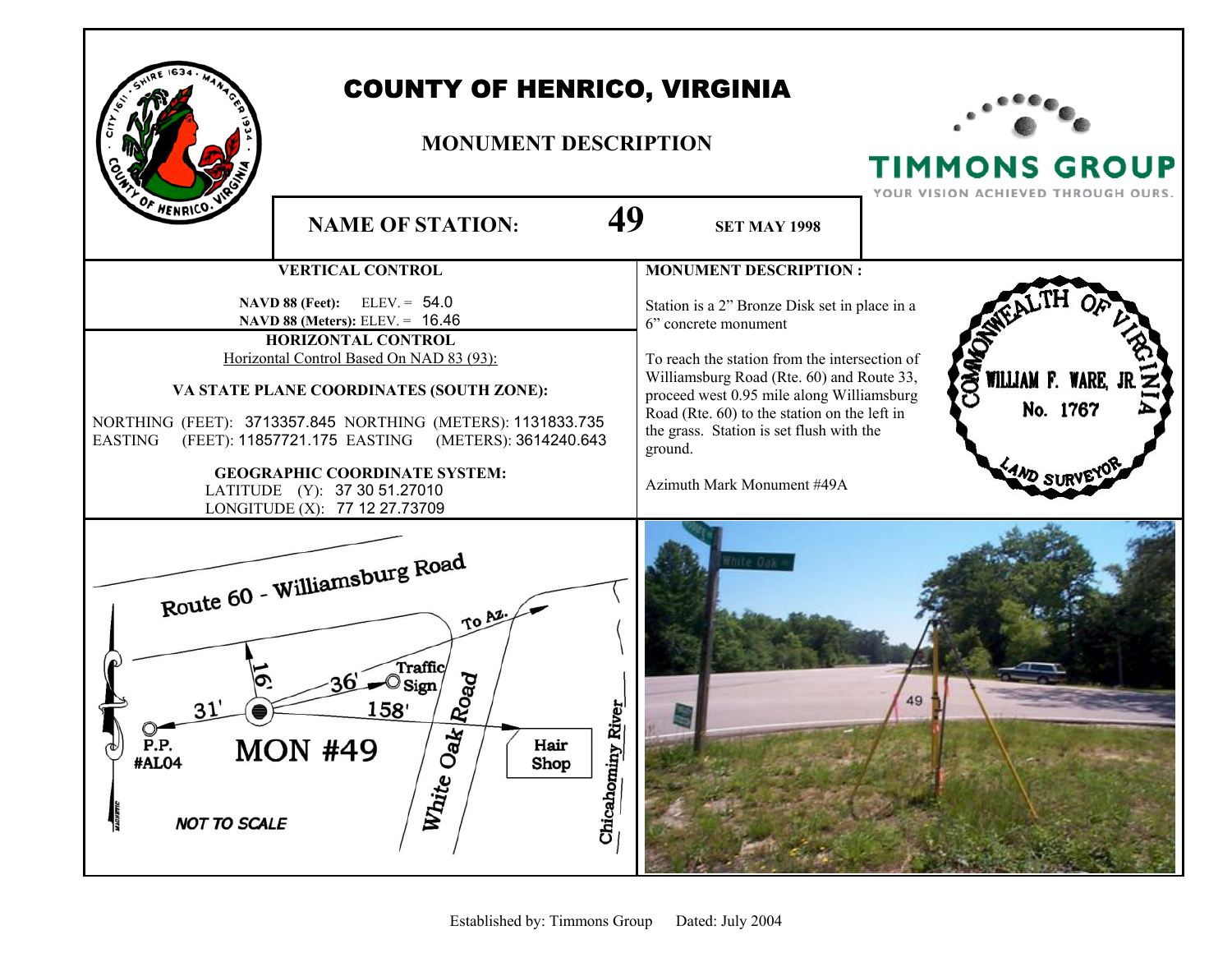# COUNTY OF HENRICO, VIRGINIA

## MONUMENT DESCRIPTION

TIMMONS GROUP
YOUR VISION ACHIEVED THROUGH OURS.

**NAME OF STATION:** **49** **SET MAY 1998**

### VERTICAL CONTROL

**NAVD 88 (Feet):** ELEV. = 54.0
**NAVD 88 (Meters):** ELEV. = 16.46

### HORIZONTAL CONTROL

Horizontal Control Based On NAD 83 (93):

**VA STATE PLANE COORDINATES (SOUTH ZONE):**

NORTHING (FEET): 3713357.845 NORTHING (METERS): 1131833.735
EASTING (FEET): 11857721.175 EASTING (METERS): 3614240.643

**GEOGRAPHIC COORDINATE SYSTEM:**

LATITUDE (Y): 37 30 51.27010
LONGITUDE (X): 77 12 27.73709

### MONUMENT DESCRIPTION :

Station is a 2" Bronze Disk set in place in a 6" concrete monument

To reach the station from the intersection of Williamsburg Road (Rte. 60) and Route 33, proceed west 0.95 mile along Williamsburg Road (Rte. 60) to the station on the left in the grass. Station is set flush with the ground.

Azimuth Mark Monument #49A

COMMONWEALTH OF VIRGINIA
WILLIAM F. WARE, JR.
No. 1767
LAND SURVEYOR

Route 60 - Williamsburg Road
To Az.
16'
36'
Traffic Sign
31'
158'
P.P. #AL04
MON #49
White Oak Road
Hair Shop
Chicahominy River
NOT TO SCALE

Established by: Timmons Group Dated: July 2004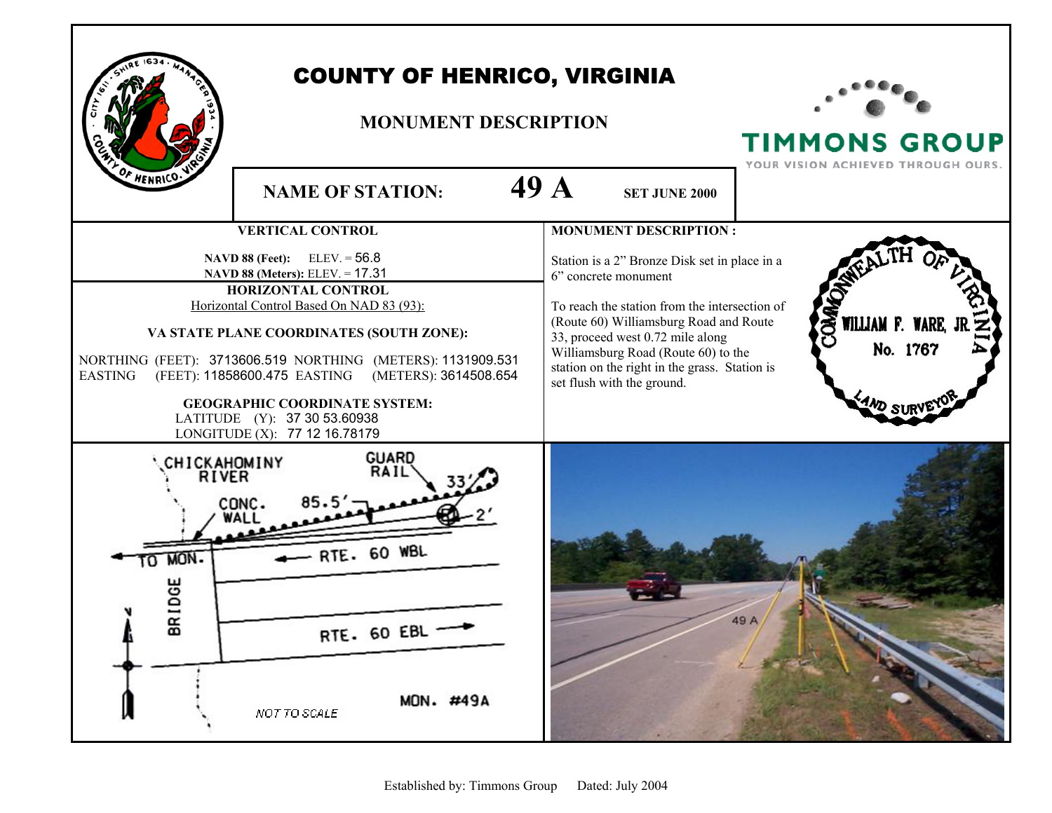# COUNTY OF HENRICO, VIRGINIA

## MONUMENT DESCRIPTION

TIMMONS GROUP
YOUR VISION ACHIEVED THROUGH OURS.

**NAME OF STATION:** **49 A** **SET JUNE 2000**

### VERTICAL CONTROL

**NAVD 88 (Feet):** ELEV. = 56.8
**NAVD 88 (Meters):** ELEV. = 17.31

### HORIZONTAL CONTROL

Horizontal Control Based On NAD 83 (93):

**VA STATE PLANE COORDINATES (SOUTH ZONE):**

NORTHING (FEET): 3713606.519 NORTHING (METERS): 1131909.531
EASTING (FEET): 11858600.475 EASTING (METERS): 3614508.654

**GEOGRAPHIC COORDINATE SYSTEM:**

LATITUDE (Y): 37 30 53.60938
LONGITUDE (X): 77 12 16.78179

### MONUMENT DESCRIPTION :

Station is a 2" Bronze Disk set in place in a 6" concrete monument

To reach the station from the intersection of (Route 60) Williamsburg Road and Route 33, proceed west 0.72 mile along Williamsburg Road (Route 60) to the station on the right in the grass. Station is set flush with the ground.

COMMONWEALTH OF VIRGINIA
WILLIAM F. WARE, JR.
No. 1767
LAND SURVEYOR

CHICKAHOMINY RIVER
GUARD RAIL
33'
CONC. WALL
85.5'
2'
TO MON.
RTE. 60 WBL
BRIDGE
N
RTE. 60 EBL
MON. #49A
NOT TO SCALE

49 A

Established by: Timmons Group Dated: July 2004